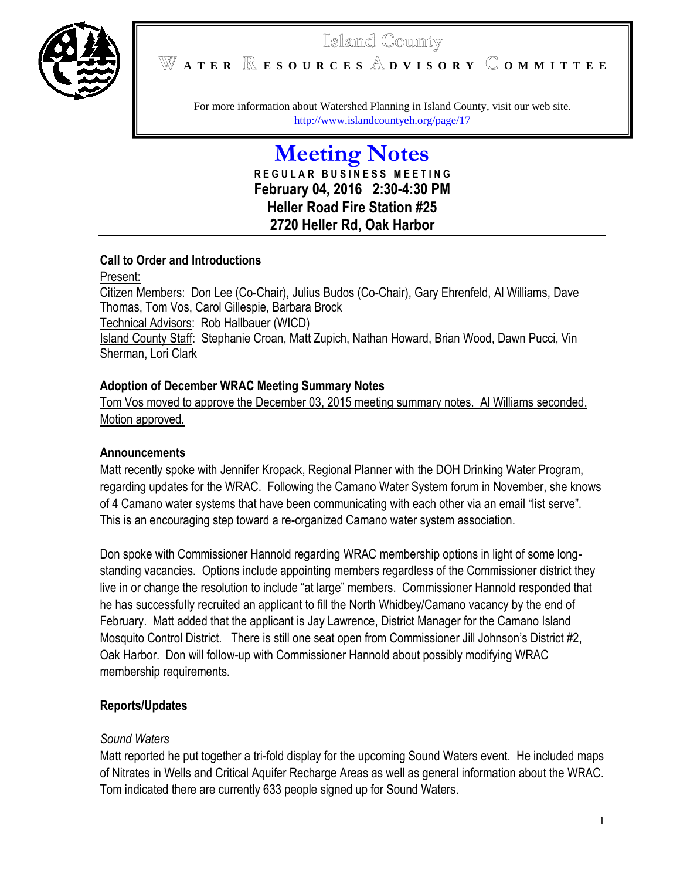# Island County

## WATER RESOURCES ADVISORY COMMITTEE

For more information about Watershed Planning in Island County, visit our web site.
http://www.islandcountyeh.org/page/17

# Meeting Notes

**REGULAR BUSINESS MEETING**
**February 04, 2016 2:30-4:30 PM**
**Heller Road Fire Station #25**
**2720 Heller Rd, Oak Harbor**

---

### Call to Order and Introductions

Present:
Citizen Members: Don Lee (Co-Chair), Julius Budos (Co-Chair), Gary Ehrenfeld, Al Williams, Dave Thomas, Tom Vos, Carol Gillespie, Barbara Brock
Technical Advisors: Rob Hallbauer (WICD)
Island County Staff: Stephanie Croan, Matt Zupich, Nathan Howard, Brian Wood, Dawn Pucci, Vin Sherman, Lori Clark

### Adoption of December WRAC Meeting Summary Notes

Tom Vos moved to approve the December 03, 2015 meeting summary notes. Al Williams seconded. Motion approved.

### Announcements

Matt recently spoke with Jennifer Kropack, Regional Planner with the DOH Drinking Water Program, regarding updates for the WRAC. Following the Camano Water System forum in November, she knows of 4 Camano water systems that have been communicating with each other via an email "list serve". This is an encouraging step toward a re-organized Camano water system association.

Don spoke with Commissioner Hannold regarding WRAC membership options in light of some long-standing vacancies. Options include appointing members regardless of the Commissioner district they live in or change the resolution to include "at large" members. Commissioner Hannold responded that he has successfully recruited an applicant to fill the North Whidbey/Camano vacancy by the end of February. Matt added that the applicant is Jay Lawrence, District Manager for the Camano Island Mosquito Control District. There is still one seat open from Commissioner Jill Johnson's District #2, Oak Harbor. Don will follow-up with Commissioner Hannold about possibly modifying WRAC membership requirements.

### Reports/Updates

*Sound Waters*

Matt reported he put together a tri-fold display for the upcoming Sound Waters event. He included maps of Nitrates in Wells and Critical Aquifer Recharge Areas as well as general information about the WRAC. Tom indicated there are currently 633 people signed up for Sound Waters.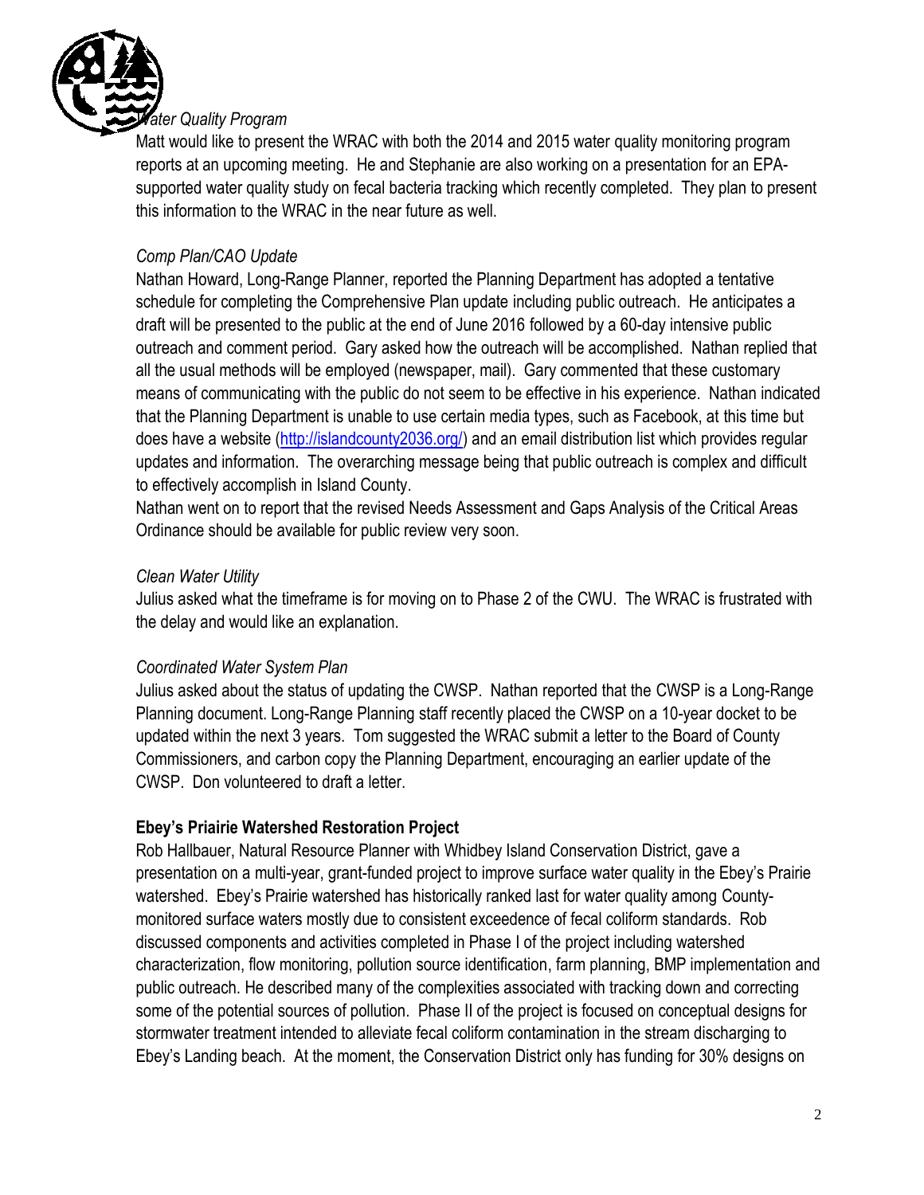*Water Quality Program*

Matt would like to present the WRAC with both the 2014 and 2015 water quality monitoring program reports at an upcoming meeting. He and Stephanie are also working on a presentation for an EPA-supported water quality study on fecal bacteria tracking which recently completed. They plan to present this information to the WRAC in the near future as well.

*Comp Plan/CAO Update*

Nathan Howard, Long-Range Planner, reported the Planning Department has adopted a tentative schedule for completing the Comprehensive Plan update including public outreach. He anticipates a draft will be presented to the public at the end of June 2016 followed by a 60-day intensive public outreach and comment period. Gary asked how the outreach will be accomplished. Nathan replied that all the usual methods will be employed (newspaper, mail). Gary commented that these customary means of communicating with the public do not seem to be effective in his experience. Nathan indicated that the Planning Department is unable to use certain media types, such as Facebook, at this time but does have a website (http://islandcounty2036.org/) and an email distribution list which provides regular updates and information. The overarching message being that public outreach is complex and difficult to effectively accomplish in Island County.

Nathan went on to report that the revised Needs Assessment and Gaps Analysis of the Critical Areas Ordinance should be available for public review very soon.

*Clean Water Utility*

Julius asked what the timeframe is for moving on to Phase 2 of the CWU. The WRAC is frustrated with the delay and would like an explanation.

*Coordinated Water System Plan*

Julius asked about the status of updating the CWSP. Nathan reported that the CWSP is a Long-Range Planning document. Long-Range Planning staff recently placed the CWSP on a 10-year docket to be updated within the next 3 years. Tom suggested the WRAC submit a letter to the Board of County Commissioners, and carbon copy the Planning Department, encouraging an earlier update of the CWSP. Don volunteered to draft a letter.

**Ebey's Priairie Watershed Restoration Project**

Rob Hallbauer, Natural Resource Planner with Whidbey Island Conservation District, gave a presentation on a multi-year, grant-funded project to improve surface water quality in the Ebey's Prairie watershed. Ebey's Prairie watershed has historically ranked last for water quality among County-monitored surface waters mostly due to consistent exceedence of fecal coliform standards. Rob discussed components and activities completed in Phase I of the project including watershed characterization, flow monitoring, pollution source identification, farm planning, BMP implementation and public outreach. He described many of the complexities associated with tracking down and correcting some of the potential sources of pollution. Phase II of the project is focused on conceptual designs for stormwater treatment intended to alleviate fecal coliform contamination in the stream discharging to Ebey's Landing beach. At the moment, the Conservation District only has funding for 30% designs on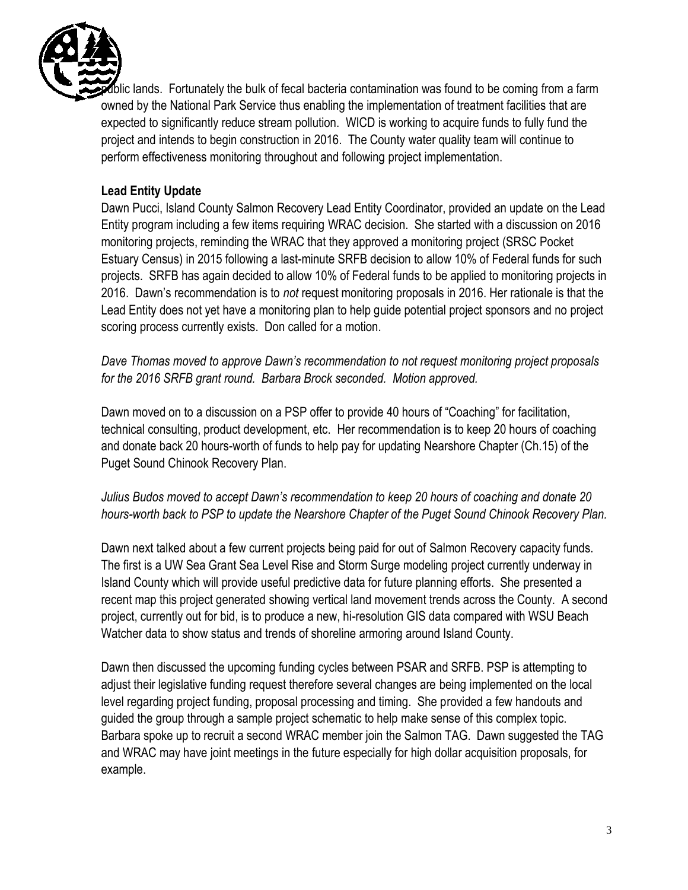public lands. Fortunately the bulk of fecal bacteria contamination was found to be coming from a farm owned by the National Park Service thus enabling the implementation of treatment facilities that are expected to significantly reduce stream pollution. WICD is working to acquire funds to fully fund the project and intends to begin construction in 2016. The County water quality team will continue to perform effectiveness monitoring throughout and following project implementation.

**Lead Entity Update**

Dawn Pucci, Island County Salmon Recovery Lead Entity Coordinator, provided an update on the Lead Entity program including a few items requiring WRAC decision. She started with a discussion on 2016 monitoring projects, reminding the WRAC that they approved a monitoring project (SRSC Pocket Estuary Census) in 2015 following a last-minute SRFB decision to allow 10% of Federal funds for such projects. SRFB has again decided to allow 10% of Federal funds to be applied to monitoring projects in 2016. Dawn's recommendation is to *not* request monitoring proposals in 2016. Her rationale is that the Lead Entity does not yet have a monitoring plan to help guide potential project sponsors and no project scoring process currently exists. Don called for a motion.

*Dave Thomas moved to approve Dawn's recommendation to not request monitoring project proposals for the 2016 SRFB grant round. Barbara Brock seconded. Motion approved.*

Dawn moved on to a discussion on a PSP offer to provide 40 hours of "Coaching" for facilitation, technical consulting, product development, etc. Her recommendation is to keep 20 hours of coaching and donate back 20 hours-worth of funds to help pay for updating Nearshore Chapter (Ch.15) of the Puget Sound Chinook Recovery Plan.

*Julius Budos moved to accept Dawn's recommendation to keep 20 hours of coaching and donate 20 hours-worth back to PSP to update the Nearshore Chapter of the Puget Sound Chinook Recovery Plan.*

Dawn next talked about a few current projects being paid for out of Salmon Recovery capacity funds. The first is a UW Sea Grant Sea Level Rise and Storm Surge modeling project currently underway in Island County which will provide useful predictive data for future planning efforts. She presented a recent map this project generated showing vertical land movement trends across the County. A second project, currently out for bid, is to produce a new, hi-resolution GIS data compared with WSU Beach Watcher data to show status and trends of shoreline armoring around Island County.

Dawn then discussed the upcoming funding cycles between PSAR and SRFB. PSP is attempting to adjust their legislative funding request therefore several changes are being implemented on the local level regarding project funding, proposal processing and timing. She provided a few handouts and guided the group through a sample project schematic to help make sense of this complex topic. Barbara spoke up to recruit a second WRAC member join the Salmon TAG. Dawn suggested the TAG and WRAC may have joint meetings in the future especially for high dollar acquisition proposals, for example.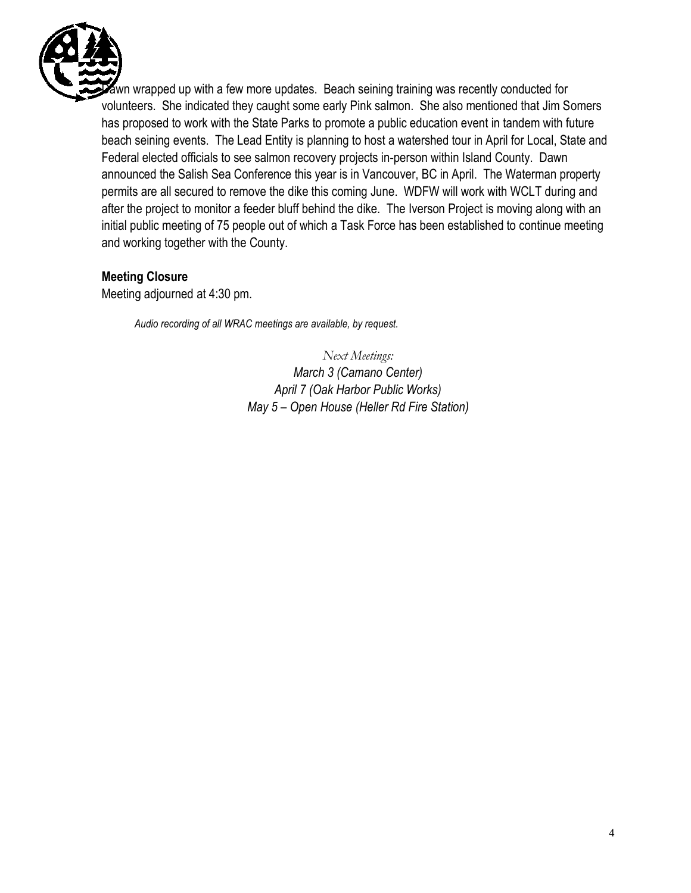Dawn wrapped up with a few more updates. Beach seining training was recently conducted for volunteers. She indicated they caught some early Pink salmon. She also mentioned that Jim Somers has proposed to work with the State Parks to promote a public education event in tandem with future beach seining events. The Lead Entity is planning to host a watershed tour in April for Local, State and Federal elected officials to see salmon recovery projects in-person within Island County. Dawn announced the Salish Sea Conference this year is in Vancouver, BC in April. The Waterman property permits are all secured to remove the dike this coming June. WDFW will work with WCLT during and after the project to monitor a feeder bluff behind the dike. The Iverson Project is moving along with an initial public meeting of 75 people out of which a Task Force has been established to continue meeting and working together with the County.

**Meeting Closure**

Meeting adjourned at 4:30 pm.

*Audio recording of all WRAC meetings are available, by request.*

*Next Meetings:*
*March 3 (Camano Center)*
*April 7 (Oak Harbor Public Works)*
*May 5 – Open House (Heller Rd Fire Station)*